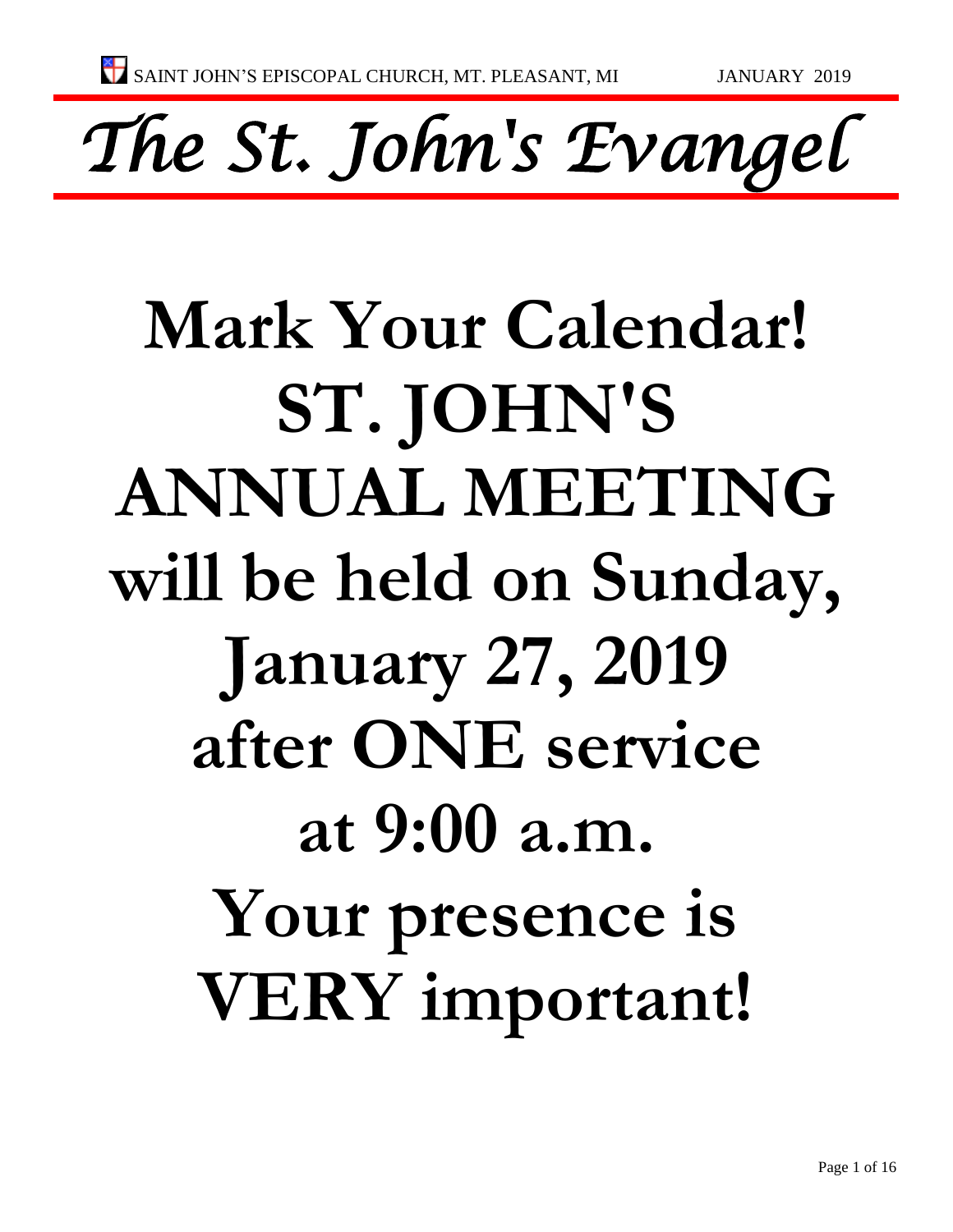# The St. John's Evangel

# Mark Your Calendar!

# ST. JOHN'S ANNUAL MEETING

# will be held on Sunday, January 27, 2019 after ONE service at 9:00 a.m.

# Your presence is VERY important!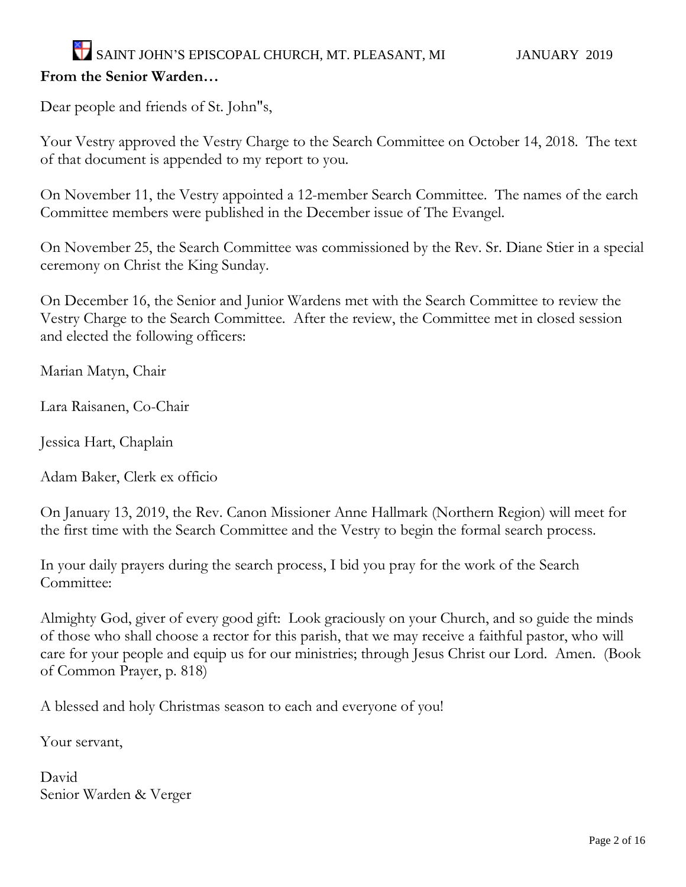## From the Senior Warden…

Dear people and friends of St. John"s,

Your Vestry approved the Vestry Charge to the Search Committee on October 14, 2018. The text of that document is appended to my report to you.

On November 11, the Vestry appointed a 12-member Search Committee. The names of the earch Committee members were published in the December issue of The Evangel.

On November 25, the Search Committee was commissioned by the Rev. Sr. Diane Stier in a special ceremony on Christ the King Sunday.

On December 16, the Senior and Junior Wardens met with the Search Committee to review the Vestry Charge to the Search Committee. After the review, the Committee met in closed session and elected the following officers:

Marian Matyn, Chair

Lara Raisanen, Co-Chair

Jessica Hart, Chaplain

Adam Baker, Clerk ex officio

On January 13, 2019, the Rev. Canon Missioner Anne Hallmark (Northern Region) will meet for the first time with the Search Committee and the Vestry to begin the formal search process.

In your daily prayers during the search process, I bid you pray for the work of the Search Committee:

Almighty God, giver of every good gift: Look graciously on your Church, and so guide the minds of those who shall choose a rector for this parish, that we may receive a faithful pastor, who will care for your people and equip us for our ministries; through Jesus Christ our Lord. Amen. (Book of Common Prayer, p. 818)

A blessed and holy Christmas season to each and everyone of you!

Your servant,

David
Senior Warden & Verger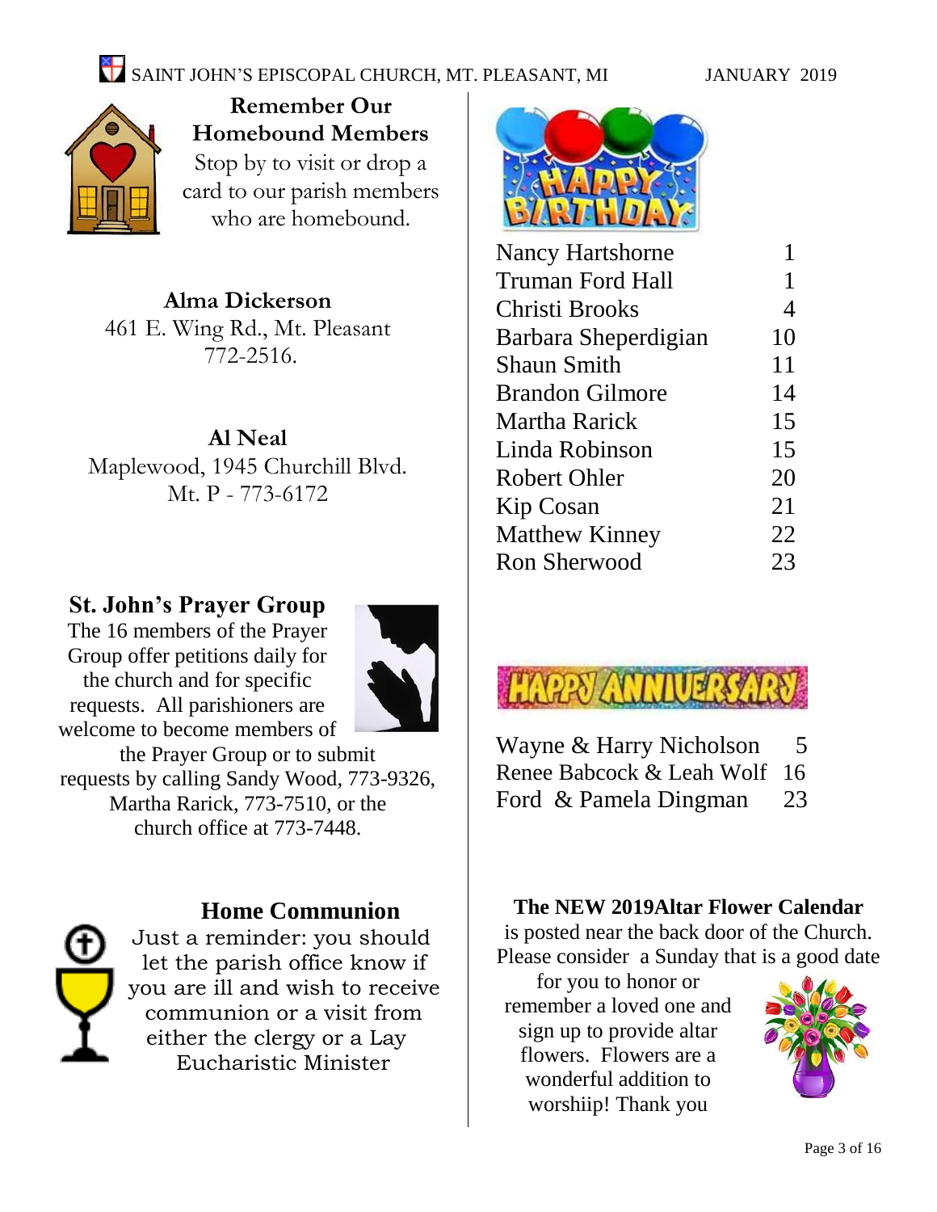## Remember Our Homebound Members

Stop by to visit or drop a card to our parish members who are homebound.

**Alma Dickerson**
461 E. Wing Rd., Mt. Pleasant
772-2516.

**Al Neal**
Maplewood, 1945 Churchill Blvd.
Mt. P - 773-6172

## St. John's Prayer Group

The 16 members of the Prayer Group offer petitions daily for the church and for specific requests. All parishioners are welcome to become members of the Prayer Group or to submit requests by calling Sandy Wood, 773-9326, Martha Rarick, 773-7510, or the church office at 773-7448.

## Home Communion

Just a reminder: you should let the parish office know if you are ill and wish to receive communion or a visit from either the clergy or a Lay Eucharistic Minister

## Happy Birthday

| Name | Day |
|---|---|
| Nancy Hartshorne | 1 |
| Truman Ford Hall | 1 |
| Christi Brooks | 4 |
| Barbara Sheperdigian | 10 |
| Shaun Smith | 11 |
| Brandon Gilmore | 14 |
| Martha Rarick | 15 |
| Linda Robinson | 15 |
| Robert Ohler | 20 |
| Kip Cosan | 21 |
| Matthew Kinney | 22 |
| Ron Sherwood | 23 |

## Happy Anniversary

| Names | Day |
|---|---|
| Wayne & Harry Nicholson | 5 |
| Renee Babcock & Leah Wolf | 16 |
| Ford & Pamela Dingman | 23 |

**The NEW 2019Altar Flower Calendar** is posted near the back door of the Church. Please consider a Sunday that is a good date for you to honor or remember a loved one and sign up to provide altar flowers. Flowers are a wonderful addition to worshiip! Thank you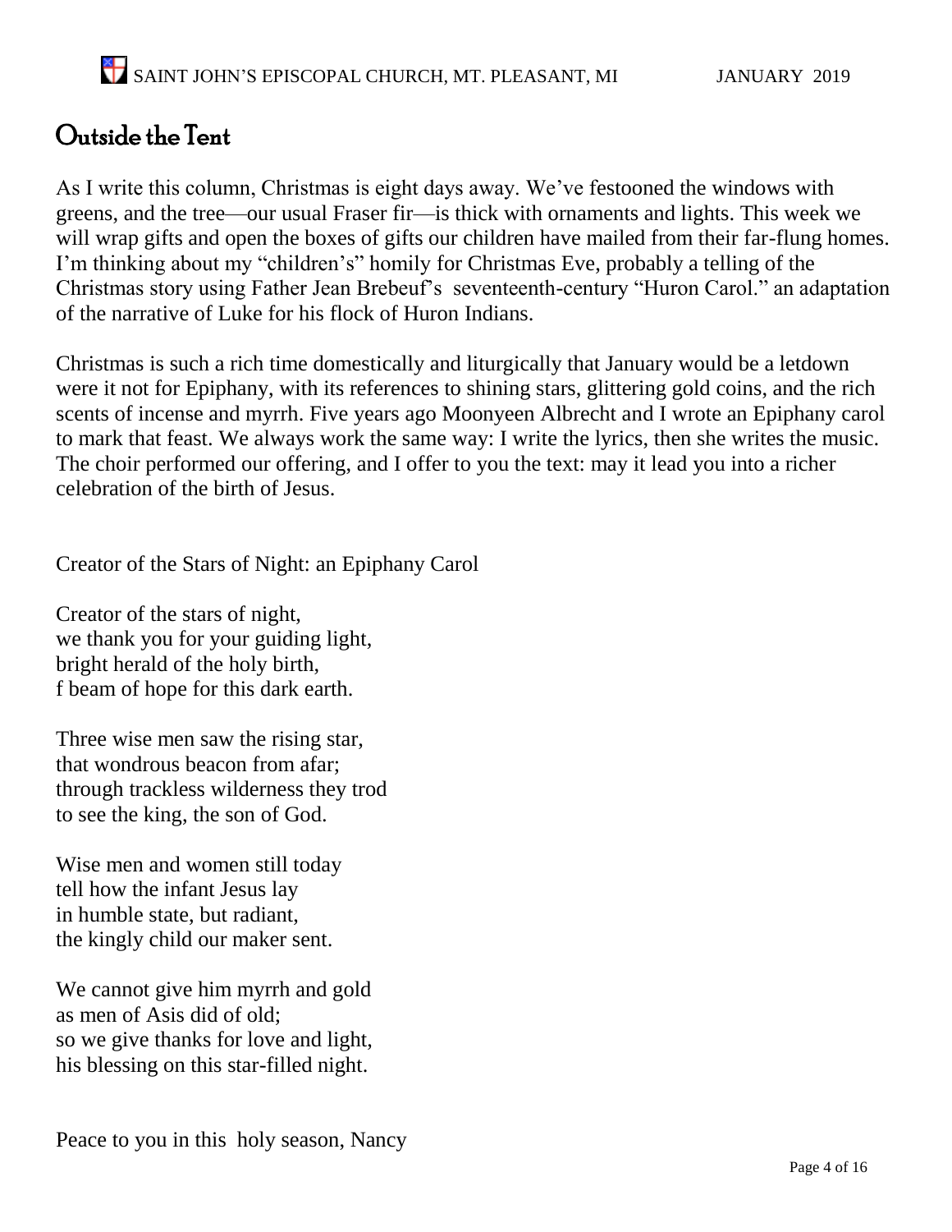## Outside the Tent

As I write this column, Christmas is eight days away. We've festooned the windows with greens, and the tree—our usual Fraser fir—is thick with ornaments and lights. This week we will wrap gifts and open the boxes of gifts our children have mailed from their far-flung homes. I'm thinking about my "children's" homily for Christmas Eve, probably a telling of the Christmas story using Father Jean Brebeuf's seventeenth-century "Huron Carol." an adaptation of the narrative of Luke for his flock of Huron Indians.

Christmas is such a rich time domestically and liturgically that January would be a letdown were it not for Epiphany, with its references to shining stars, glittering gold coins, and the rich scents of incense and myrrh. Five years ago Moonyeen Albrecht and I wrote an Epiphany carol to mark that feast. We always work the same way: I write the lyrics, then she writes the music. The choir performed our offering, and I offer to you the text: may it lead you into a richer celebration of the birth of Jesus.

Creator of the Stars of Night: an Epiphany Carol

Creator of the stars of night,
we thank you for your guiding light,
bright herald of the holy birth,
f beam of hope for this dark earth.

Three wise men saw the rising star,
that wondrous beacon from afar;
through trackless wilderness they trod
to see the king, the son of God.

Wise men and women still today
tell how the infant Jesus lay
in humble state, but radiant,
the kingly child our maker sent.

We cannot give him myrrh and gold
as men of Asis did of old;
so we give thanks for love and light,
his blessing on this star-filled night.

Peace to you in this holy season, Nancy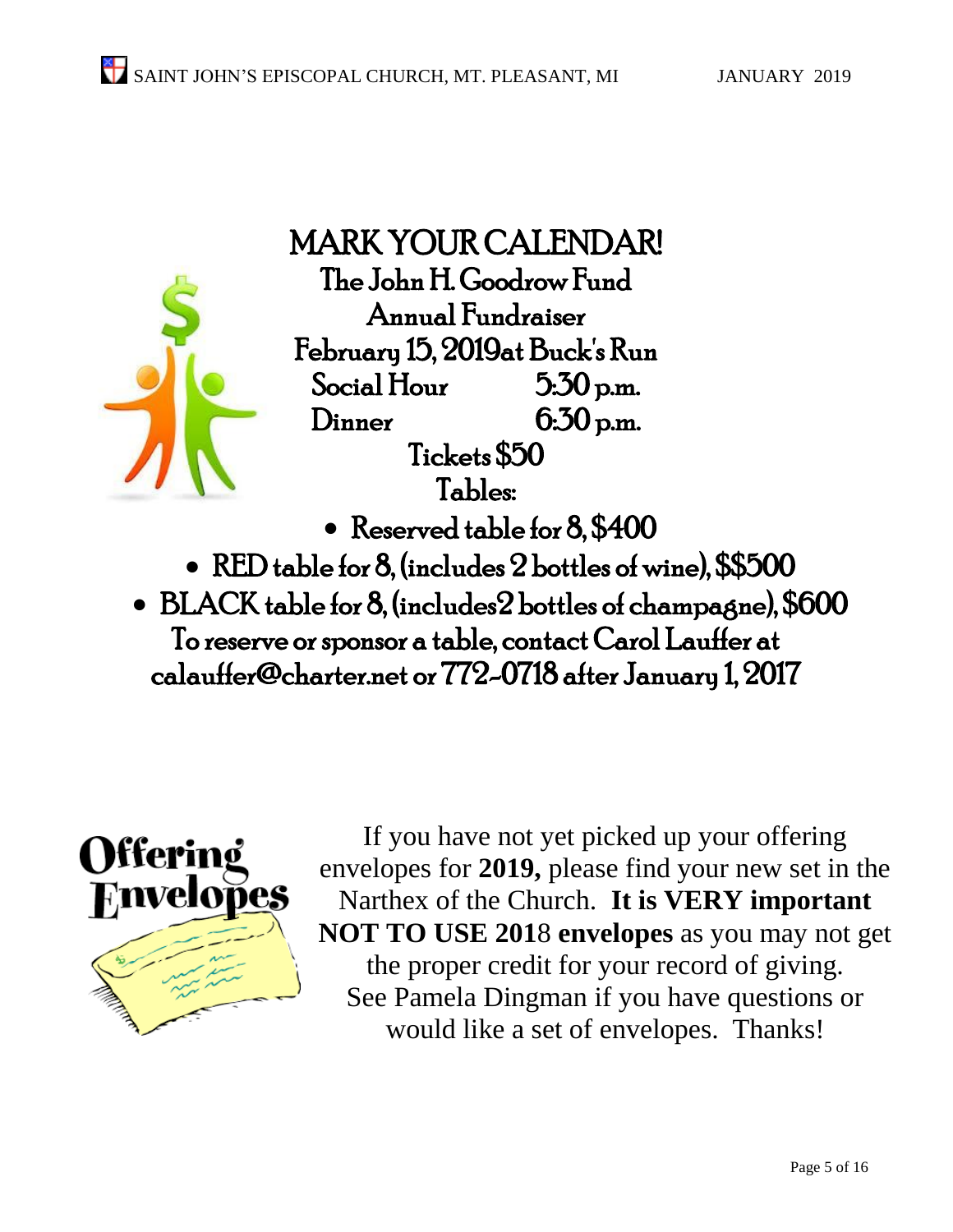# MARK YOUR CALENDAR!

## The John H. Goodrow Fund
## Annual Fundraiser

February 15, 2019at Buck's Run

Social Hour 5:30 p.m.

Dinner 6:30 p.m.

Tickets $50

Tables:

- Reserved table for 8, $400
- RED table for 8, (includes 2 bottles of wine), $$500
- BLACK table for 8, (includes2 bottles of champagne), $600

To reserve or sponsor a table, contact Carol Lauffer at calauffer@charter.net or 772-0718 after January 1, 2017

**Offering Envelopes**

If you have not yet picked up your offering envelopes for **2019,** please find your new set in the Narthex of the Church. **It is VERY important NOT TO USE 2018 envelopes** as you may not get the proper credit for your record of giving. See Pamela Dingman if you have questions or would like a set of envelopes. Thanks!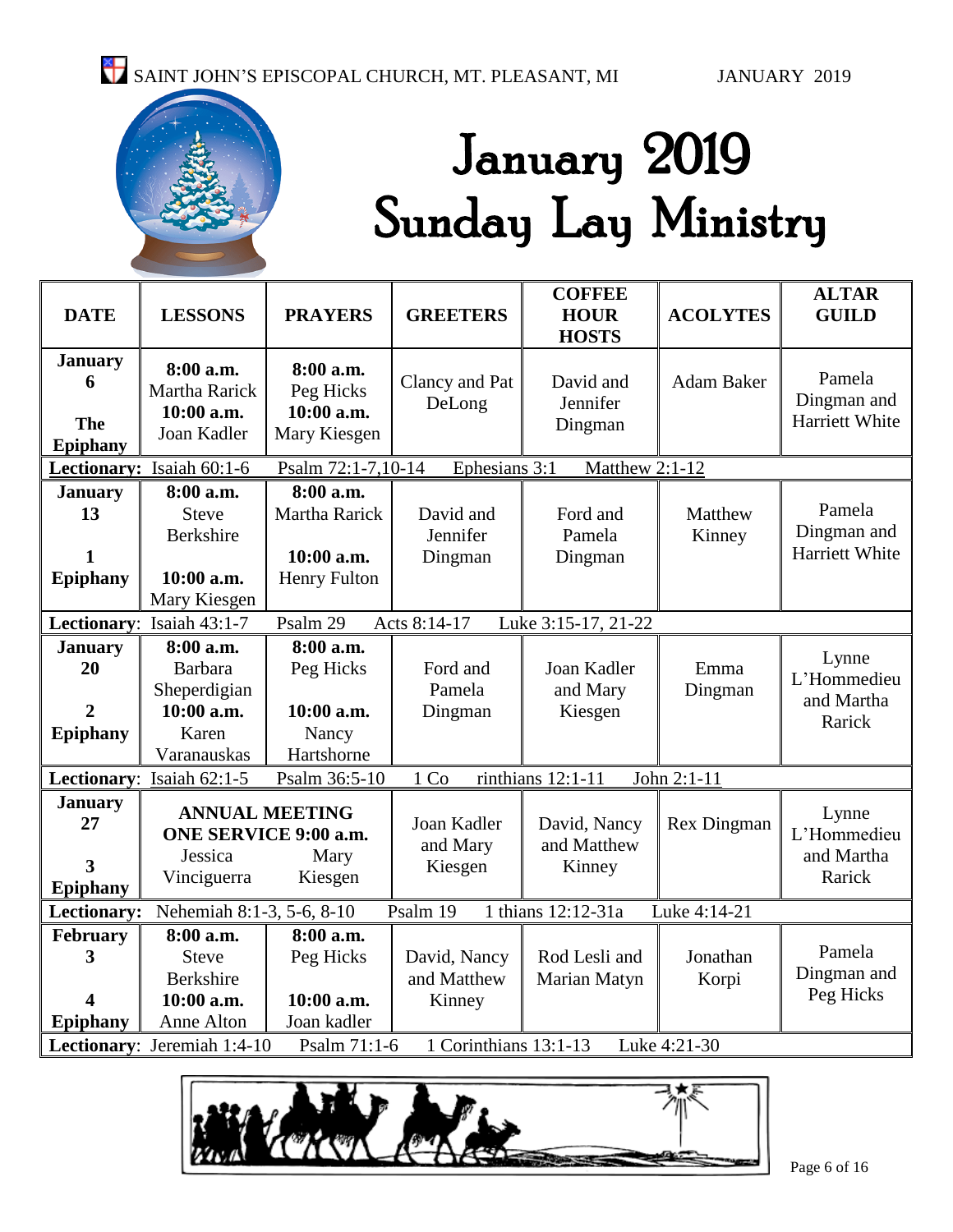# January 2019 Sunday Lay Ministry

| DATE | LESSONS | PRAYERS | GREETERS | COFFEE HOUR HOSTS | ACOLYTES | ALTAR GUILD |
|---|---|---|---|---|---|---|
| **January 6** **The Epiphany** | **8:00 a.m.** Martha Rarick **10:00 a.m.** Joan Kadler | **8:00 a.m.** Peg Hicks **10:00 a.m.** Mary Kiesgen | Clancy and Pat DeLong | David and Jennifer Dingman | Adam Baker | Pamela Dingman and Harriett White |
| **Lectionary**: Isaiah 60:1-6 Psalm 72:1-7,10-14 Ephesians 3:1 Matthew 2:1-12 | | | | | | |
| **January 13** **1 Epiphany** | **8:00 a.m.** Steve Berkshire **10:00 a.m.** Mary Kiesgen | **8:00 a.m.** Martha Rarick **10:00 a.m.** Henry Fulton | David and Jennifer Dingman | Ford and Pamela Dingman | Matthew Kinney | Pamela Dingman and Harriett White |
| **Lectionary**: Isaiah 43:1-7 Psalm 29 Acts 8:14-17 Luke 3:15-17, 21-22 | | | | | | |
| **January 20** **2 Epiphany** | **8:00 a.m.** Barbara Sheperdigian **10:00 a.m.** Karen Varanauskas | **8:00 a.m.** Peg Hicks **10:00 a.m.** Nancy Hartshorne | Ford and Pamela Dingman | Joan Kadler and Mary Kiesgen | Emma Dingman | Lynne L'Hommedieu and Martha Rarick |
| **Lectionary**: Isaiah 62:1-5 Psalm 36:5-10 1 Corinthians 12:1-11 John 2:1-11 | | | | | | |
| **January 27** **3 Epiphany** | **ANNUAL MEETING ONE SERVICE 9:00 a.m.** Jessica Vinciguerra | Mary Kiesgen | Joan Kadler and Mary Kiesgen | David, Nancy and Matthew Kinney | Rex Dingman | Lynne L'Hommedieu and Martha Rarick |
| **Lectionary:** Nehemiah 8:1-3, 5-6, 8-10 Psalm 19 1 thians 12:12-31a Luke 4:14-21 | | | | | | |
| **February 3** **4 Epiphany** | **8:00 a.m.** Steve Berkshire **10:00 a.m.** Anne Alton | **8:00 a.m.** Peg Hicks **10:00 a.m.** Joan kadler | David, Nancy and Matthew Kinney | Rod Lesli and Marian Matyn | Jonathan Korpi | Pamela Dingman and Peg Hicks |
| **Lectionary**: Jeremiah 1:4-10 Psalm 71:1-6 1 Corinthians 13:1-13 Luke 4:21-30 | | | | | | |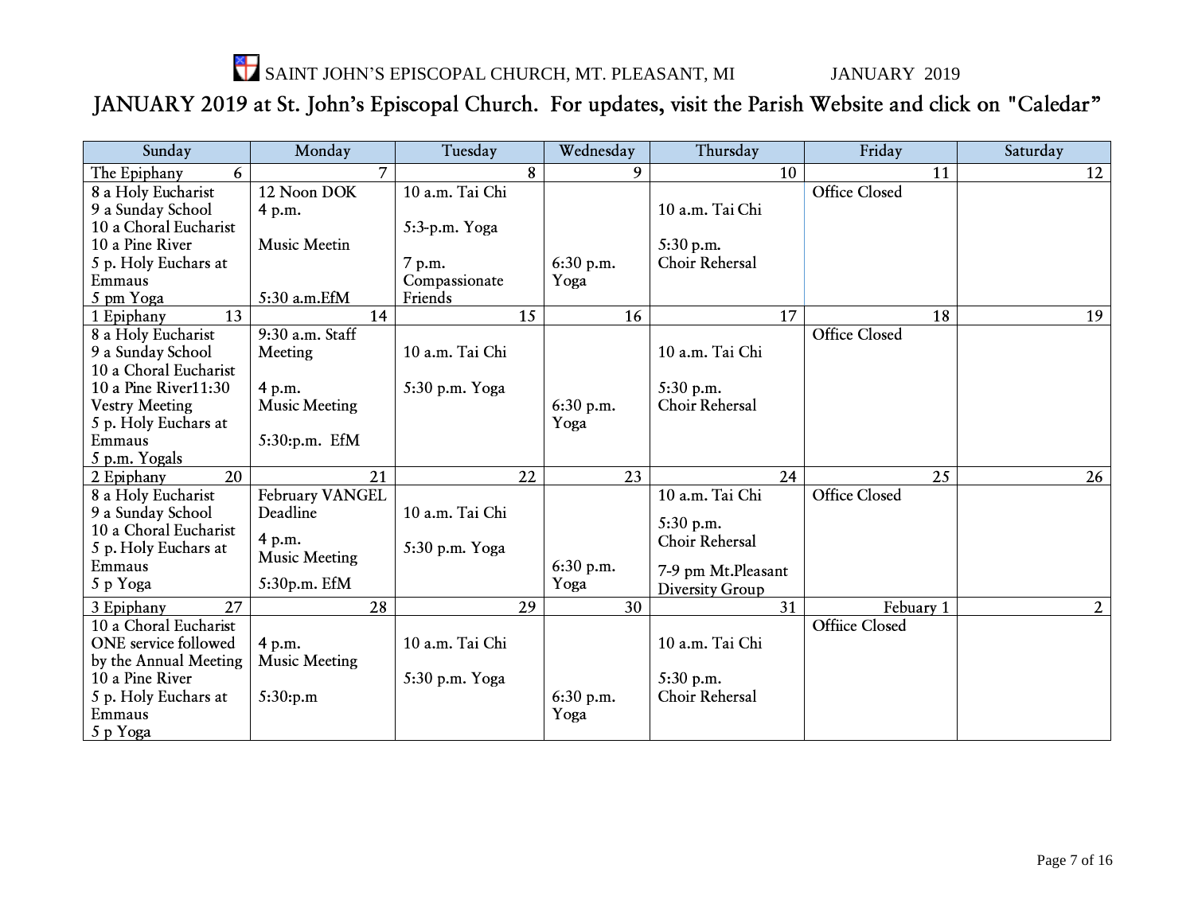SAINT JOHN'S EPISCOPAL CHURCH, MT. PLEASANT, MI JANUARY 2019

# JANUARY 2019 at St. John's Episcopal Church. For updates, visit the Parish Website and click on "Caledar"

| Sunday | Monday | Tuesday | Wednesday | Thursday | Friday | Saturday |
|---|---|---|---|---|---|---|
| The Epiphany 6 | 7 | 8 | 9 | 10 | 11 | 12 |
| 8 a Holy Eucharist<br>9 a Sunday School<br>10 a Choral Eucharist<br>10 a Pine River<br>5 p. Holy Euchars at Emmaus<br>5 pm Yoga | 12 Noon DOK<br>4 p.m.<br>Music Meetin<br>5:30 a.m.EfM | 10 a.m. Tai Chi<br>5:3-p.m. Yoga<br>7 p.m. Compassionate Friends | 6:30 p.m. Yoga | 10 a.m. Tai Chi<br>5:30 p.m. Choir Rehersal | Office Closed | |
| 1 Epiphany 13 | 14 | 15 | 16 | 17 | 18 | 19 |
| 8 a Holy Eucharist<br>9 a Sunday School<br>10 a Choral Eucharist<br>10 a Pine River11:30 Vestry Meeting<br>5 p. Holy Euchars at Emmaus<br>5 p.m. Yogals | 9:30 a.m. Staff Meeting<br>4 p.m. Music Meeting<br>5:30:p.m. EfM | 10 a.m. Tai Chi<br>5:30 p.m. Yoga | 6:30 p.m. Yoga | 10 a.m. Tai Chi<br>5:30 p.m. Choir Rehersal | Office Closed | |
| 2 Epiphany 20 | 21 | 22 | 23 | 24 | 25 | 26 |
| 8 a Holy Eucharist<br>9 a Sunday School<br>10 a Choral Eucharist<br>5 p. Holy Euchars at Emmaus<br>5 p Yoga | February VANGEL Deadline<br>4 p.m. Music Meeting<br>5:30p.m. EfM | 10 a.m. Tai Chi<br>5:30 p.m. Yoga | 6:30 p.m. Yoga | 10 a.m. Tai Chi<br>5:30 p.m. Choir Rehersal<br>7-9 pm Mt.Pleasant Diversity Group | Office Closed | |
| 3 Epiphany 27 | 28 | 29 | 30 | 31 | Febuary 1 | 2 |
| 10 a Choral Eucharist ONE service followed by the Annual Meeting<br>10 a Pine River<br>5 p. Holy Euchars at Emmaus<br>5 p Yoga | 4 p.m. Music Meeting<br>5:30:p.m | 10 a.m. Tai Chi<br>5:30 p.m. Yoga | 6:30 p.m. Yoga | 10 a.m. Tai Chi<br>5:30 p.m. Choir Rehersal | Offiice Closed | |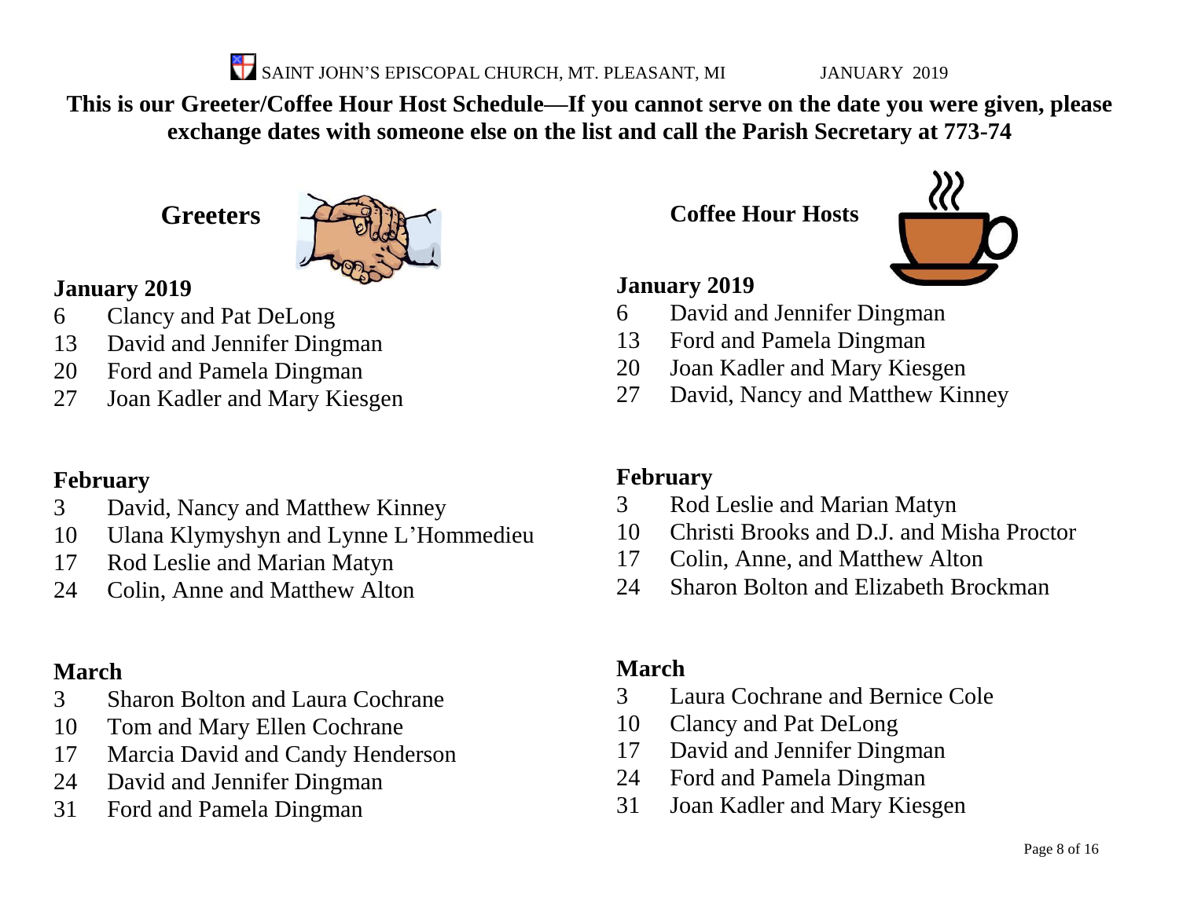SAINT JOHN'S EPISCOPAL CHURCH, MT. PLEASANT, MI JANUARY 2019

**This is our Greeter/Coffee Hour Host Schedule—If you cannot serve on the date you were given, please exchange dates with someone else on the list and call the Parish Secretary at 773-74**

## Greeters

### January 2019

- 6 Clancy and Pat DeLong
- 13 David and Jennifer Dingman
- 20 Ford and Pamela Dingman
- 27 Joan Kadler and Mary Kiesgen

### February

- 3 David, Nancy and Matthew Kinney
- 10 Ulana Klymyshyn and Lynne L'Hommedieu
- 17 Rod Leslie and Marian Matyn
- 24 Colin, Anne and Matthew Alton

### March

- 3 Sharon Bolton and Laura Cochrane
- 10 Tom and Mary Ellen Cochrane
- 17 Marcia David and Candy Henderson
- 24 David and Jennifer Dingman
- 31 Ford and Pamela Dingman

## Coffee Hour Hosts

### January 2019

- 6 David and Jennifer Dingman
- 13 Ford and Pamela Dingman
- 20 Joan Kadler and Mary Kiesgen
- 27 David, Nancy and Matthew Kinney

### February

- 3 Rod Leslie and Marian Matyn
- 10 Christi Brooks and D.J. and Misha Proctor
- 17 Colin, Anne, and Matthew Alton
- 24 Sharon Bolton and Elizabeth Brockman

### March

- 3 Laura Cochrane and Bernice Cole
- 10 Clancy and Pat DeLong
- 17 David and Jennifer Dingman
- 24 Ford and Pamela Dingman
- 31 Joan Kadler and Mary Kiesgen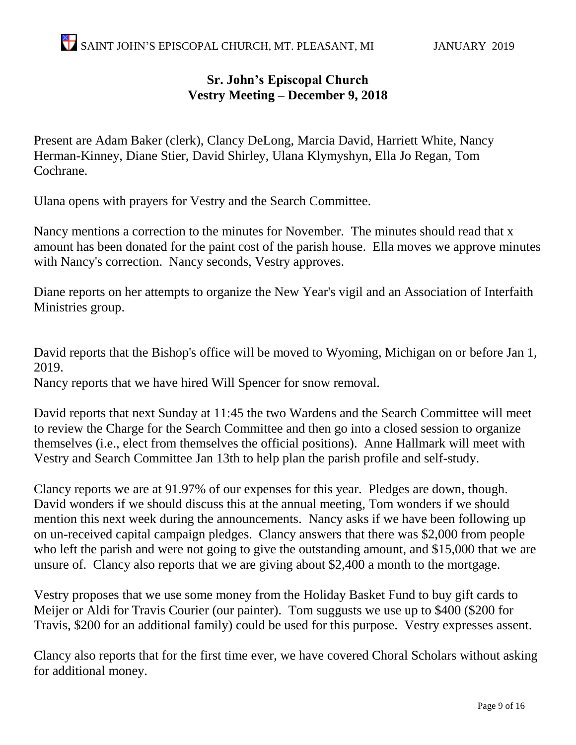## Sr. John's Episcopal Church
## Vestry Meeting – December 9, 2018

Present are Adam Baker (clerk), Clancy DeLong, Marcia David, Harriett White, Nancy Herman-Kinney, Diane Stier, David Shirley, Ulana Klymyshyn, Ella Jo Regan, Tom Cochrane.

Ulana opens with prayers for Vestry and the Search Committee.

Nancy mentions a correction to the minutes for November. The minutes should read that x amount has been donated for the paint cost of the parish house. Ella moves we approve minutes with Nancy's correction. Nancy seconds, Vestry approves.

Diane reports on her attempts to organize the New Year's vigil and an Association of Interfaith Ministries group.

David reports that the Bishop's office will be moved to Wyoming, Michigan on or before Jan 1, 2019.
Nancy reports that we have hired Will Spencer for snow removal.

David reports that next Sunday at 11:45 the two Wardens and the Search Committee will meet to review the Charge for the Search Committee and then go into a closed session to organize themselves (i.e., elect from themselves the official positions). Anne Hallmark will meet with Vestry and Search Committee Jan 13th to help plan the parish profile and self-study.

Clancy reports we are at 91.97% of our expenses for this year. Pledges are down, though. David wonders if we should discuss this at the annual meeting, Tom wonders if we should mention this next week during the announcements. Nancy asks if we have been following up on un-received capital campaign pledges. Clancy answers that there was $2,000 from people who left the parish and were not going to give the outstanding amount, and $15,000 that we are unsure of. Clancy also reports that we are giving about $2,400 a month to the mortgage.

Vestry proposes that we use some money from the Holiday Basket Fund to buy gift cards to Meijer or Aldi for Travis Courier (our painter). Tom suggusts we use up to $400 ($200 for Travis, $200 for an additional family) could be used for this purpose. Vestry expresses assent.

Clancy also reports that for the first time ever, we have covered Choral Scholars without asking for additional money.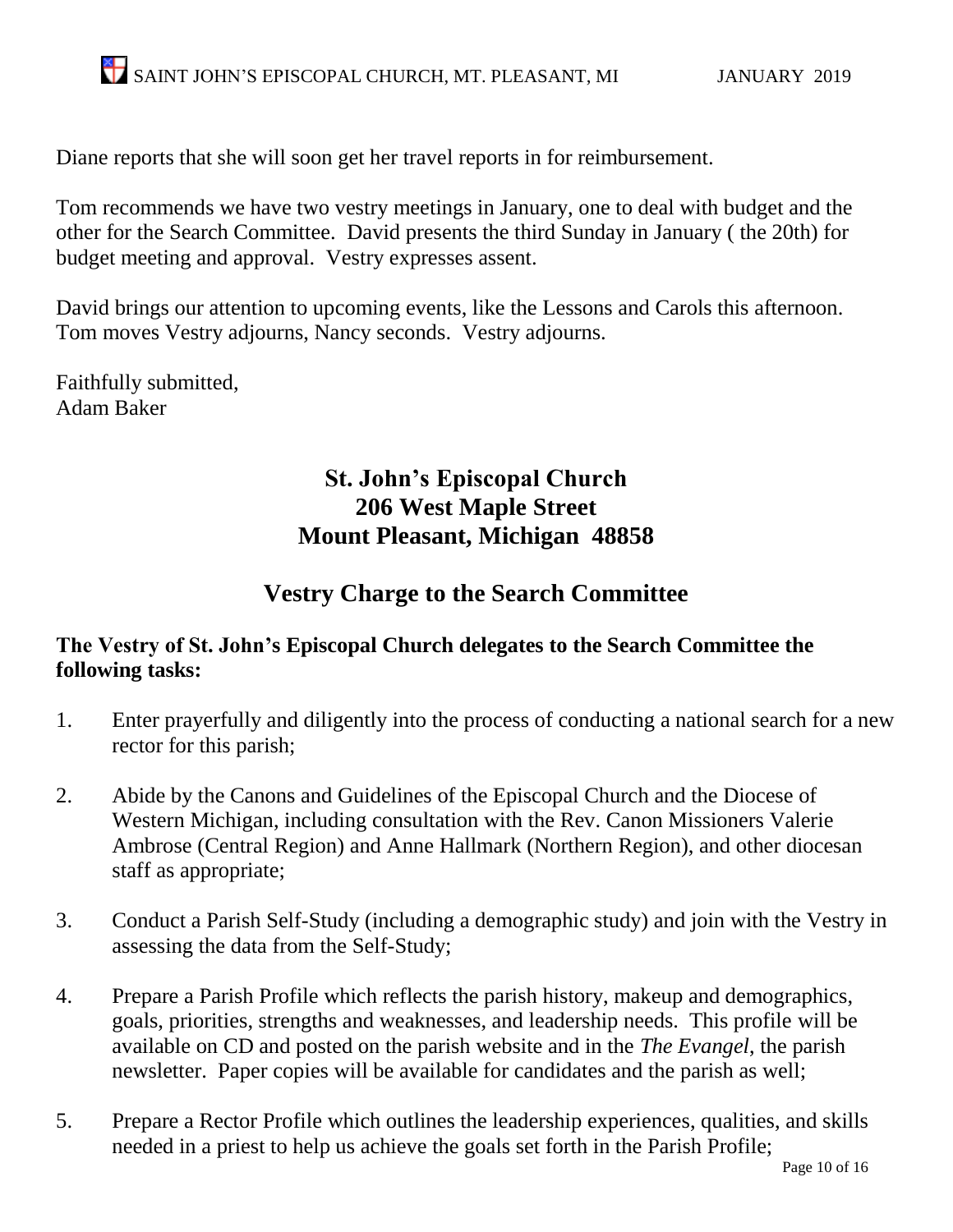Diane reports that she will soon get her travel reports in for reimbursement.

Tom recommends we have two vestry meetings in January, one to deal with budget and the other for the Search Committee. David presents the third Sunday in January ( the 20th) for budget meeting and approval. Vestry expresses assent.

David brings our attention to upcoming events, like the Lessons and Carols this afternoon. Tom moves Vestry adjourns, Nancy seconds. Vestry adjourns.

Faithfully submitted,
Adam Baker

## St. John's Episcopal Church
## 206 West Maple Street
## Mount Pleasant, Michigan 48858

## Vestry Charge to the Search Committee

**The Vestry of St. John's Episcopal Church delegates to the Search Committee the following tasks:**

1. Enter prayerfully and diligently into the process of conducting a national search for a new rector for this parish;

2. Abide by the Canons and Guidelines of the Episcopal Church and the Diocese of Western Michigan, including consultation with the Rev. Canon Missioners Valerie Ambrose (Central Region) and Anne Hallmark (Northern Region), and other diocesan staff as appropriate;

3. Conduct a Parish Self-Study (including a demographic study) and join with the Vestry in assessing the data from the Self-Study;

4. Prepare a Parish Profile which reflects the parish history, makeup and demographics, goals, priorities, strengths and weaknesses, and leadership needs. This profile will be available on CD and posted on the parish website and in the *The Evangel*, the parish newsletter. Paper copies will be available for candidates and the parish as well;

5. Prepare a Rector Profile which outlines the leadership experiences, qualities, and skills needed in a priest to help us achieve the goals set forth in the Parish Profile;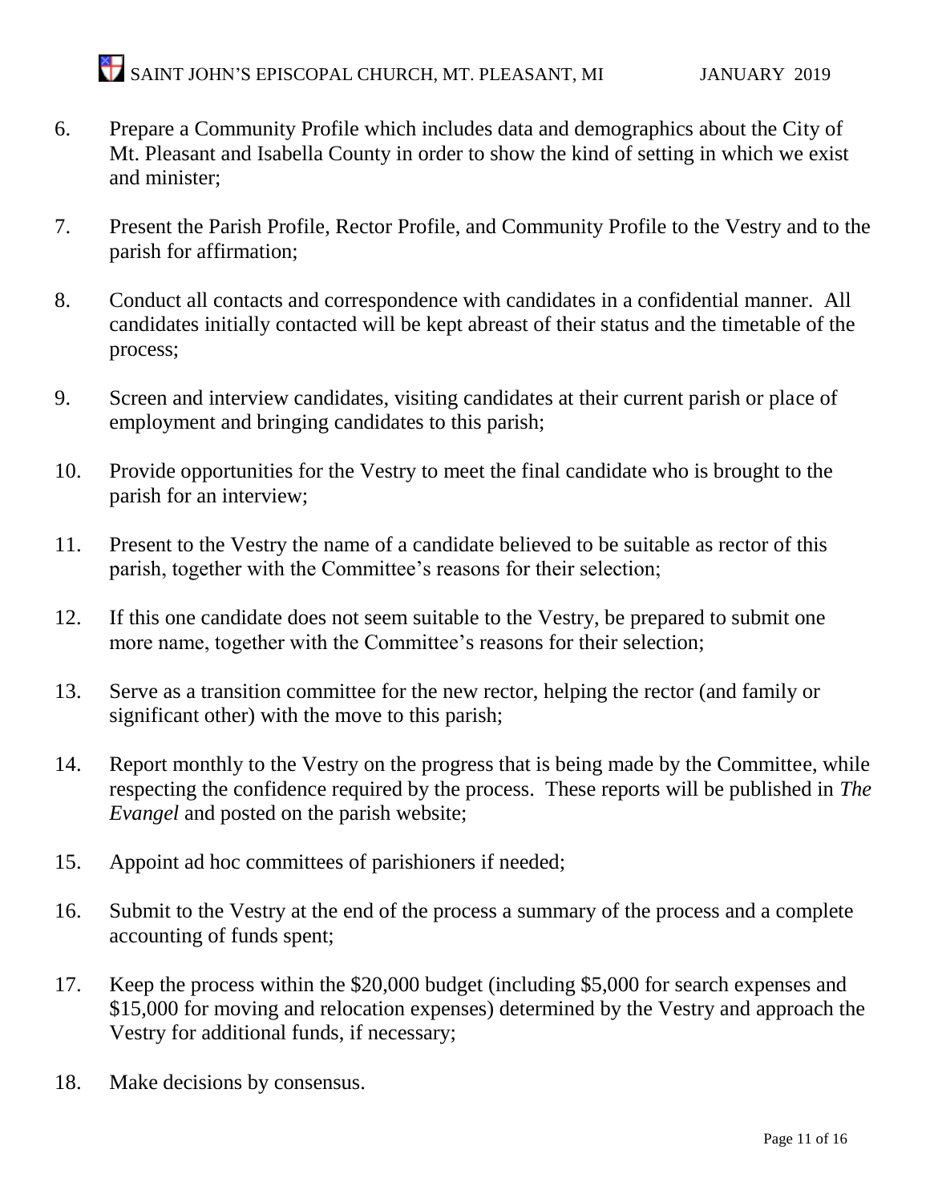6. Prepare a Community Profile which includes data and demographics about the City of Mt. Pleasant and Isabella County in order to show the kind of setting in which we exist and minister;

7. Present the Parish Profile, Rector Profile, and Community Profile to the Vestry and to the parish for affirmation;

8. Conduct all contacts and correspondence with candidates in a confidential manner. All candidates initially contacted will be kept abreast of their status and the timetable of the process;

9. Screen and interview candidates, visiting candidates at their current parish or place of employment and bringing candidates to this parish;

10. Provide opportunities for the Vestry to meet the final candidate who is brought to the parish for an interview;

11. Present to the Vestry the name of a candidate believed to be suitable as rector of this parish, together with the Committee's reasons for their selection;

12. If this one candidate does not seem suitable to the Vestry, be prepared to submit one more name, together with the Committee's reasons for their selection;

13. Serve as a transition committee for the new rector, helping the rector (and family or significant other) with the move to this parish;

14. Report monthly to the Vestry on the progress that is being made by the Committee, while respecting the confidence required by the process. These reports will be published in *The Evangel* and posted on the parish website;

15. Appoint ad hoc committees of parishioners if needed;

16. Submit to the Vestry at the end of the process a summary of the process and a complete accounting of funds spent;

17. Keep the process within the $20,000 budget (including $5,000 for search expenses and $15,000 for moving and relocation expenses) determined by the Vestry and approach the Vestry for additional funds, if necessary;

18. Make decisions by consensus.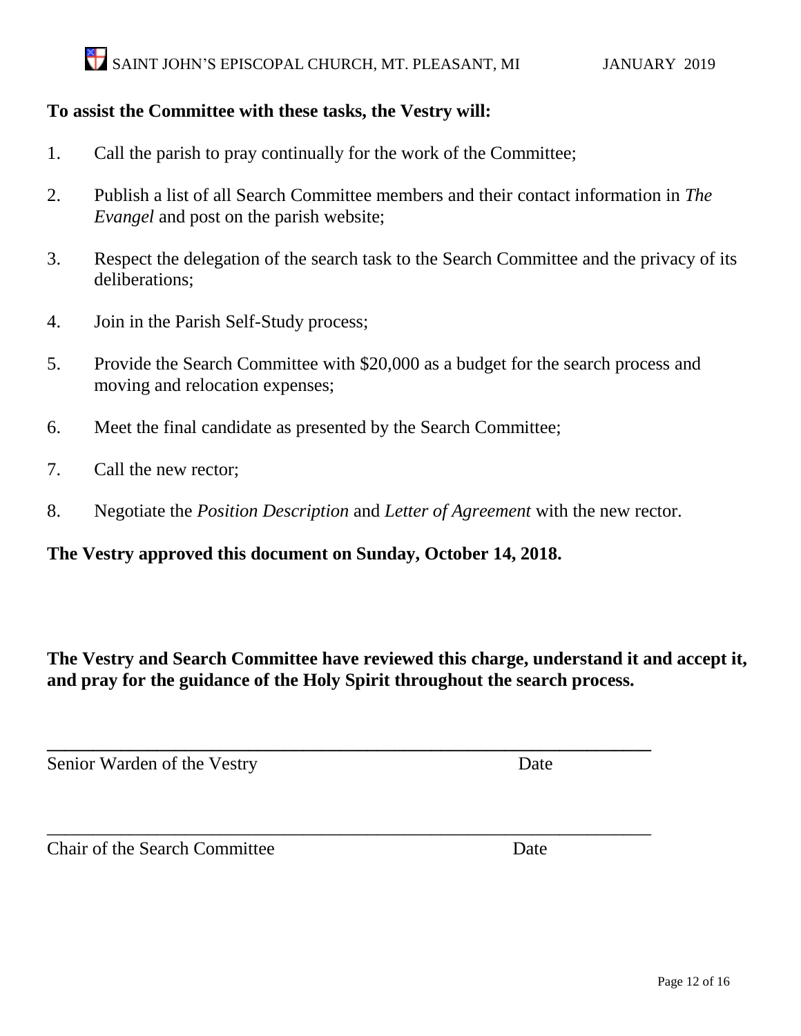**To assist the Committee with these tasks, the Vestry will:**

1. Call the parish to pray continually for the work of the Committee;

2. Publish a list of all Search Committee members and their contact information in *The Evangel* and post on the parish website;

3. Respect the delegation of the search task to the Search Committee and the privacy of its deliberations;

4. Join in the Parish Self-Study process;

5. Provide the Search Committee with $20,000 as a budget for the search process and moving and relocation expenses;

6. Meet the final candidate as presented by the Search Committee;

7. Call the new rector;

8. Negotiate the *Position Description* and *Letter of Agreement* with the new rector.

**The Vestry approved this document on Sunday, October 14, 2018.**

**The Vestry and Search Committee have reviewed this charge, understand it and accept it, and pray for the guidance of the Holy Spirit throughout the search process.**

\_\_\_\_\_\_\_\_\_\_\_\_\_\_\_\_\_\_\_\_\_\_\_\_\_\_\_\_\_\_\_\_\_\_\_\_\_\_\_\_\_\_\_\_\_\_\_\_\_\_\_\_\_\_\_\_\_\_\_\_\_\_\_\_

Senior Warden of the Vestry Date

\_\_\_\_\_\_\_\_\_\_\_\_\_\_\_\_\_\_\_\_\_\_\_\_\_\_\_\_\_\_\_\_\_\_\_\_\_\_\_\_\_\_\_\_\_\_\_\_\_\_\_\_\_\_\_\_\_\_\_\_\_\_\_\_

Chair of the Search Committee Date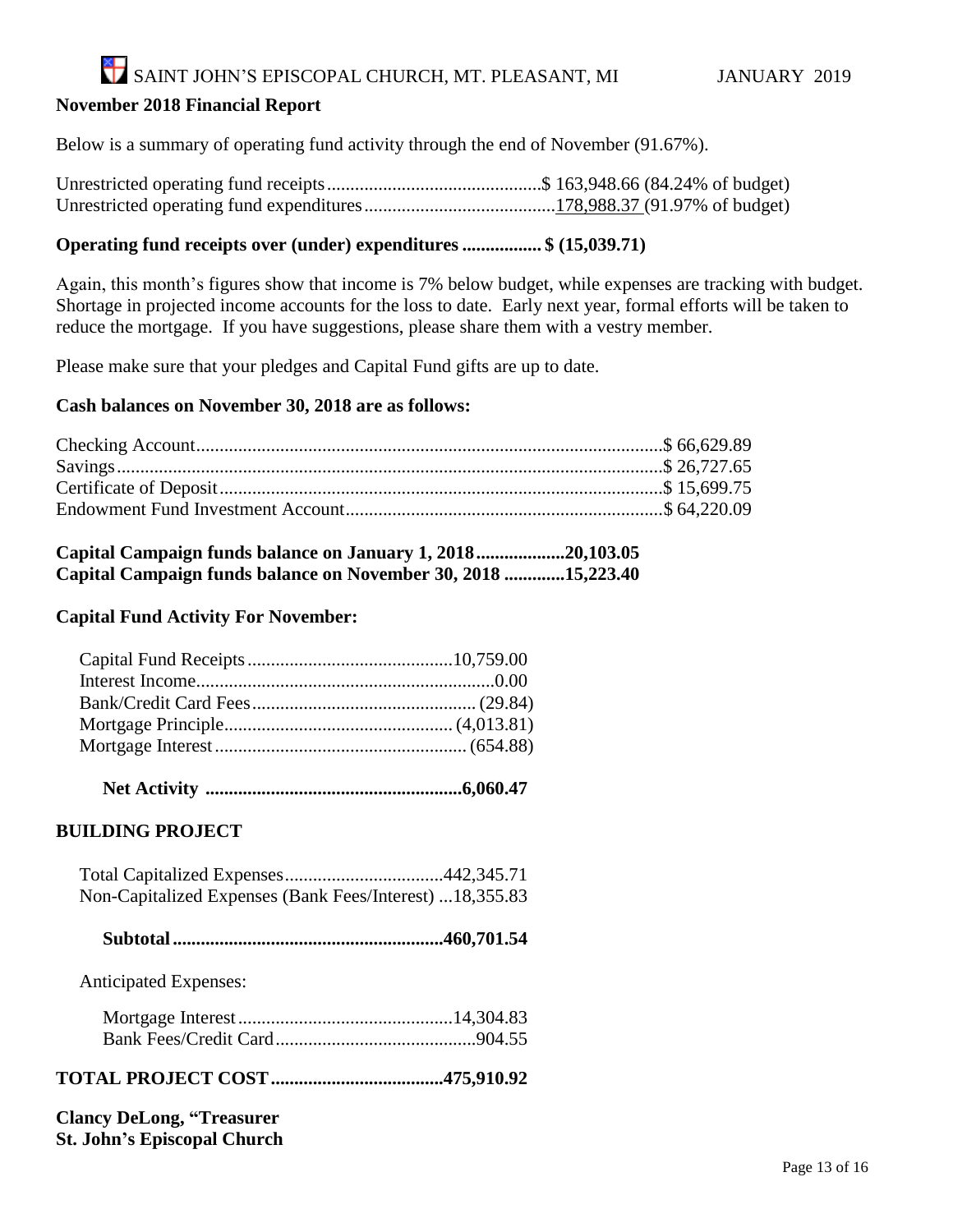SAINT JOHN'S EPISCOPAL CHURCH, MT. PLEASANT, MI JANUARY 2019

**November 2018 Financial Report**

Below is a summary of operating fund activity through the end of November (91.67%).

Unrestricted operating fund receipts..............................................$ 163,948.66 (84.24% of budget)
Unrestricted operating fund expenditures.........................................178,988.37 (91.97% of budget)

**Operating fund receipts over (under) expenditures ................. $ (15,039.71)**

Again, this month's figures show that income is 7% below budget, while expenses are tracking with budget. Shortage in projected income accounts for the loss to date. Early next year, formal efforts will be taken to reduce the mortgage. If you have suggestions, please share them with a vestry member.

Please make sure that your pledges and Capital Fund gifts are up to date.

**Cash balances on November 30, 2018 are as follows:**

Checking Account.................................................................................................$ 66,629.89
Savings...................................................................................................................$ 26,727.65
Certificate of Deposit.............................................................................................$ 15,699.75
Endowment Fund Investment Account..................................................................$ 64,220.09

**Capital Campaign funds balance on January 1, 2018...................20,103.05**
**Capital Campaign funds balance on November 30, 2018 ............15,223.40**

**Capital Fund Activity For November:**

Capital Fund Receipts............................................10,759.00
Interest Income................................................................0.00
Bank/Credit Card Fees................................................ (29.84)
Mortgage Principle................................................. (4,013.81)
Mortgage Interest...................................................... (654.88)

**Net Activity .......................................................6,060.47**

**BUILDING PROJECT**

Total Capitalized Expenses..................................442,345.71
Non-Capitalized Expenses (Bank Fees/Interest) ...18,355.83

**Subtotal..........................................................460,701.54**

Anticipated Expenses:

Mortgage Interest..............................................14,304.83
Bank Fees/Credit Card...........................................904.55

**TOTAL PROJECT COST.....................................475,910.92**

**Clancy DeLong, "Treasurer**
**St. John's Episcopal Church**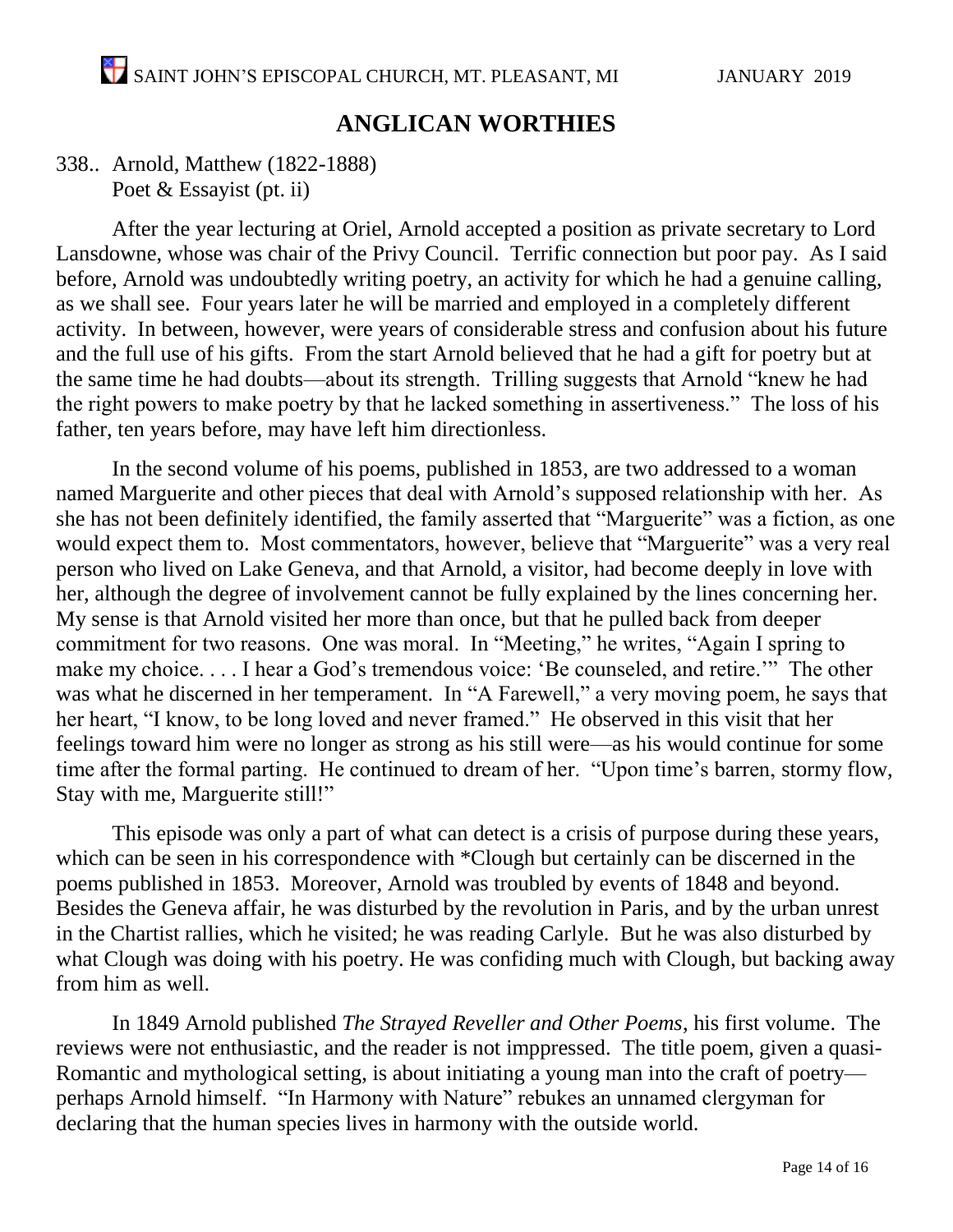## ANGLICAN WORTHIES

338.. Arnold, Matthew (1822-1888)
Poet & Essayist (pt. ii)

After the year lecturing at Oriel, Arnold accepted a position as private secretary to Lord Lansdowne, whose was chair of the Privy Council. Terrific connection but poor pay. As I said before, Arnold was undoubtedly writing poetry, an activity for which he had a genuine calling, as we shall see. Four years later he will be married and employed in a completely different activity. In between, however, were years of considerable stress and confusion about his future and the full use of his gifts. From the start Arnold believed that he had a gift for poetry but at the same time he had doubts—about its strength. Trilling suggests that Arnold "knew he had the right powers to make poetry by that he lacked something in assertiveness." The loss of his father, ten years before, may have left him directionless.

In the second volume of his poems, published in 1853, are two addressed to a woman named Marguerite and other pieces that deal with Arnold's supposed relationship with her. As she has not been definitely identified, the family asserted that "Marguerite" was a fiction, as one would expect them to. Most commentators, however, believe that "Marguerite" was a very real person who lived on Lake Geneva, and that Arnold, a visitor, had become deeply in love with her, although the degree of involvement cannot be fully explained by the lines concerning her. My sense is that Arnold visited her more than once, but that he pulled back from deeper commitment for two reasons. One was moral. In "Meeting," he writes, "Again I spring to make my choice. . . . I hear a God's tremendous voice: 'Be counseled, and retire.'" The other was what he discerned in her temperament. In "A Farewell," a very moving poem, he says that her heart, "I know, to be long loved and never framed." He observed in this visit that her feelings toward him were no longer as strong as his still were—as his would continue for some time after the formal parting. He continued to dream of her. "Upon time's barren, stormy flow, Stay with me, Marguerite still!"

This episode was only a part of what can detect is a crisis of purpose during these years, which can be seen in his correspondence with *Clough but certainly can be discerned in the poems published in 1853. Moreover, Arnold was troubled by events of 1848 and beyond. Besides the Geneva affair, he was disturbed by the revolution in Paris, and by the urban unrest in the Chartist rallies, which he visited; he was reading Carlyle. But he was also disturbed by what Clough was doing with his poetry. He was confiding much with Clough, but backing away from him as well.

In 1849 Arnold published *The Strayed Reveller and Other Poems*, his first volume. The reviews were not enthusiastic, and the reader is not imppressed. The title poem, given a quasi-Romantic and mythological setting, is about initiating a young man into the craft of poetry—perhaps Arnold himself. "In Harmony with Nature" rebukes an unnamed clergyman for declaring that the human species lives in harmony with the outside world.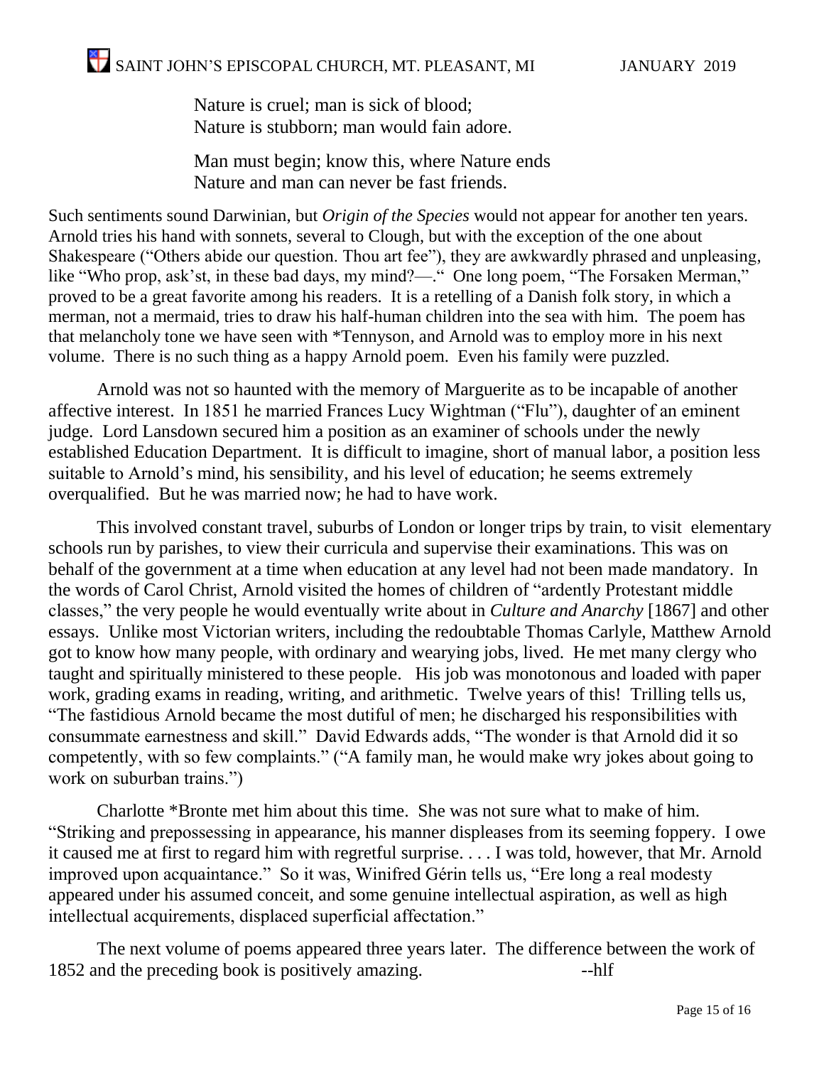Nature is cruel; man is sick of blood;
Nature is stubborn; man would fain adore.

Man must begin; know this, where Nature ends
Nature and man can never be fast friends.

Such sentiments sound Darwinian, but *Origin of the Species* would not appear for another ten years. Arnold tries his hand with sonnets, several to Clough, but with the exception of the one about Shakespeare ("Others abide our question. Thou art fee"), they are awkwardly phrased and unpleasing, like "Who prop, ask'st, in these bad days, my mind?—." One long poem, "The Forsaken Merman," proved to be a great favorite among his readers. It is a retelling of a Danish folk story, in which a merman, not a mermaid, tries to draw his half-human children into the sea with him. The poem has that melancholy tone we have seen with *Tennyson, and Arnold was to employ more in his next volume. There is no such thing as a happy Arnold poem. Even his family were puzzled.

Arnold was not so haunted with the memory of Marguerite as to be incapable of another affective interest. In 1851 he married Frances Lucy Wightman ("Flu"), daughter of an eminent judge. Lord Lansdown secured him a position as an examiner of schools under the newly established Education Department. It is difficult to imagine, short of manual labor, a position less suitable to Arnold's mind, his sensibility, and his level of education; he seems extremely overqualified. But he was married now; he had to have work.

This involved constant travel, suburbs of London or longer trips by train, to visit elementary schools run by parishes, to view their curricula and supervise their examinations. This was on behalf of the government at a time when education at any level had not been made mandatory. In the words of Carol Christ, Arnold visited the homes of children of "ardently Protestant middle classes," the very people he would eventually write about in *Culture and Anarchy* [1867] and other essays. Unlike most Victorian writers, including the redoubtable Thomas Carlyle, Matthew Arnold got to know how many people, with ordinary and wearying jobs, lived. He met many clergy who taught and spiritually ministered to these people. His job was monotonous and loaded with paper work, grading exams in reading, writing, and arithmetic. Twelve years of this! Trilling tells us, "The fastidious Arnold became the most dutiful of men; he discharged his responsibilities with consummate earnestness and skill." David Edwards adds, "The wonder is that Arnold did it so competently, with so few complaints." ("A family man, he would make wry jokes about going to work on suburban trains.")

Charlotte *Bronte met him about this time. She was not sure what to make of him. "Striking and prepossessing in appearance, his manner displeases from its seeming foppery. I owe it caused me at first to regard him with regretful surprise. . . . I was told, however, that Mr. Arnold improved upon acquaintance." So it was, Winifred Gérin tells us, "Ere long a real modesty appeared under his assumed conceit, and some genuine intellectual aspiration, as well as high intellectual acquirements, displaced superficial affectation."

The next volume of poems appeared three years later. The difference between the work of 1852 and the preceding book is positively amazing. --hlf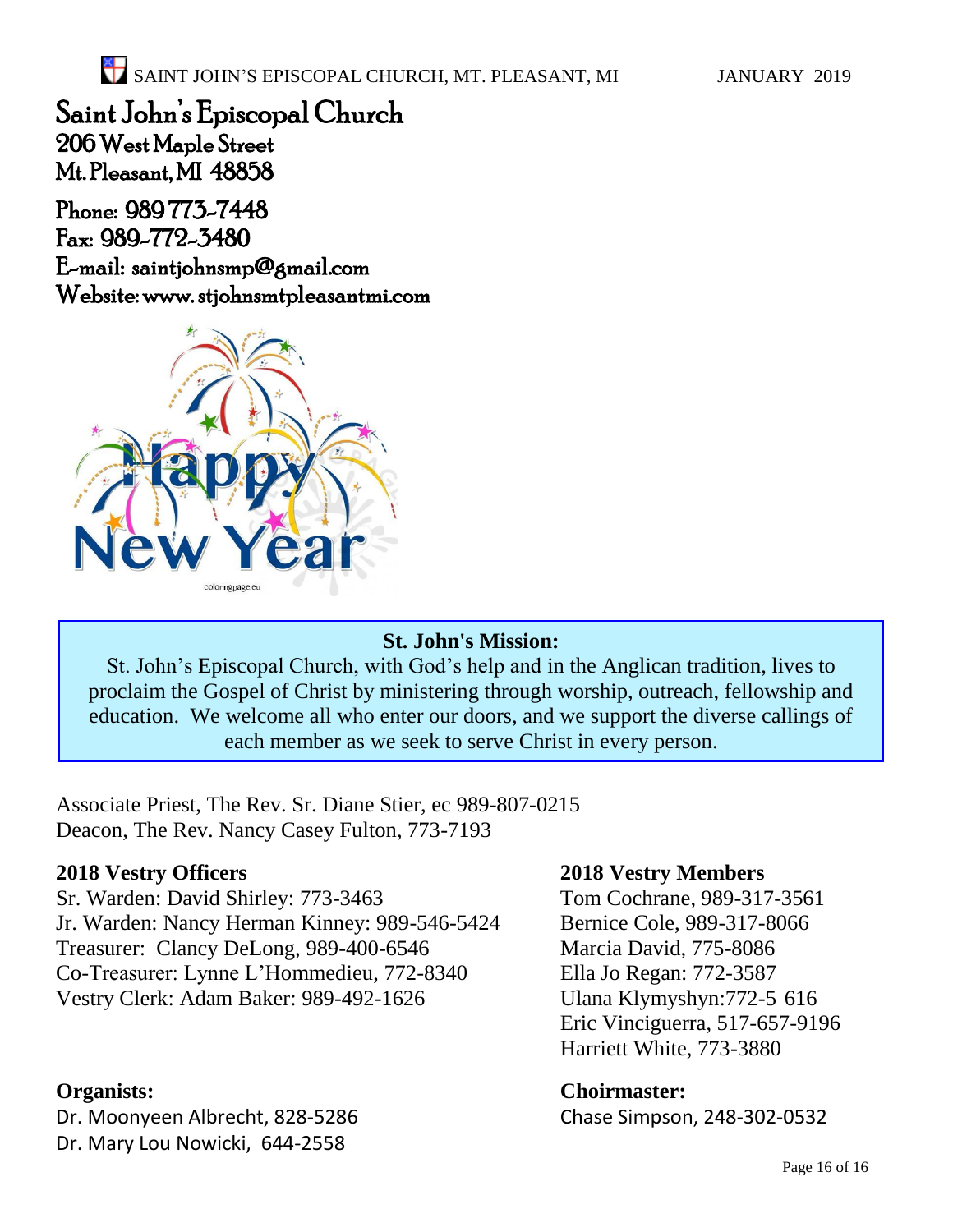# Saint John's Episcopal Church

206 West Maple Street
Mt. Pleasant, MI 48858

Phone: 989 773-7448
Fax: 989-772-3480
E-mail: saintjohnsmp@gmail.com
Website: www. stjohnsmtpleasantmi.com

**St. John's Mission:**

St. John's Episcopal Church, with God's help and in the Anglican tradition, lives to proclaim the Gospel of Christ by ministering through worship, outreach, fellowship and education. We welcome all who enter our doors, and we support the diverse callings of each member as we seek to serve Christ in every person.

Associate Priest, The Rev. Sr. Diane Stier, ec 989-807-0215
Deacon, The Rev. Nancy Casey Fulton, 773-7193

**2018 Vestry Officers**

Sr. Warden: David Shirley: 773-3463
Jr. Warden: Nancy Herman Kinney: 989-546-5424
Treasurer: Clancy DeLong, 989-400-6546
Co-Treasurer: Lynne L'Hommedieu, 772-8340
Vestry Clerk: Adam Baker: 989-492-1626

**2018 Vestry Members**

Tom Cochrane, 989-317-3561
Bernice Cole, 989-317-8066
Marcia David, 775-8086
Ella Jo Regan: 772-3587
Ulana Klymyshyn:772-5 616
Eric Vinciguerra, 517-657-9196
Harriett White, 773-3880

**Organists:**

Dr. Moonyeen Albrecht, 828-5286
Dr. Mary Lou Nowicki, 644-2558

**Choirmaster:**

Chase Simpson, 248-302-0532